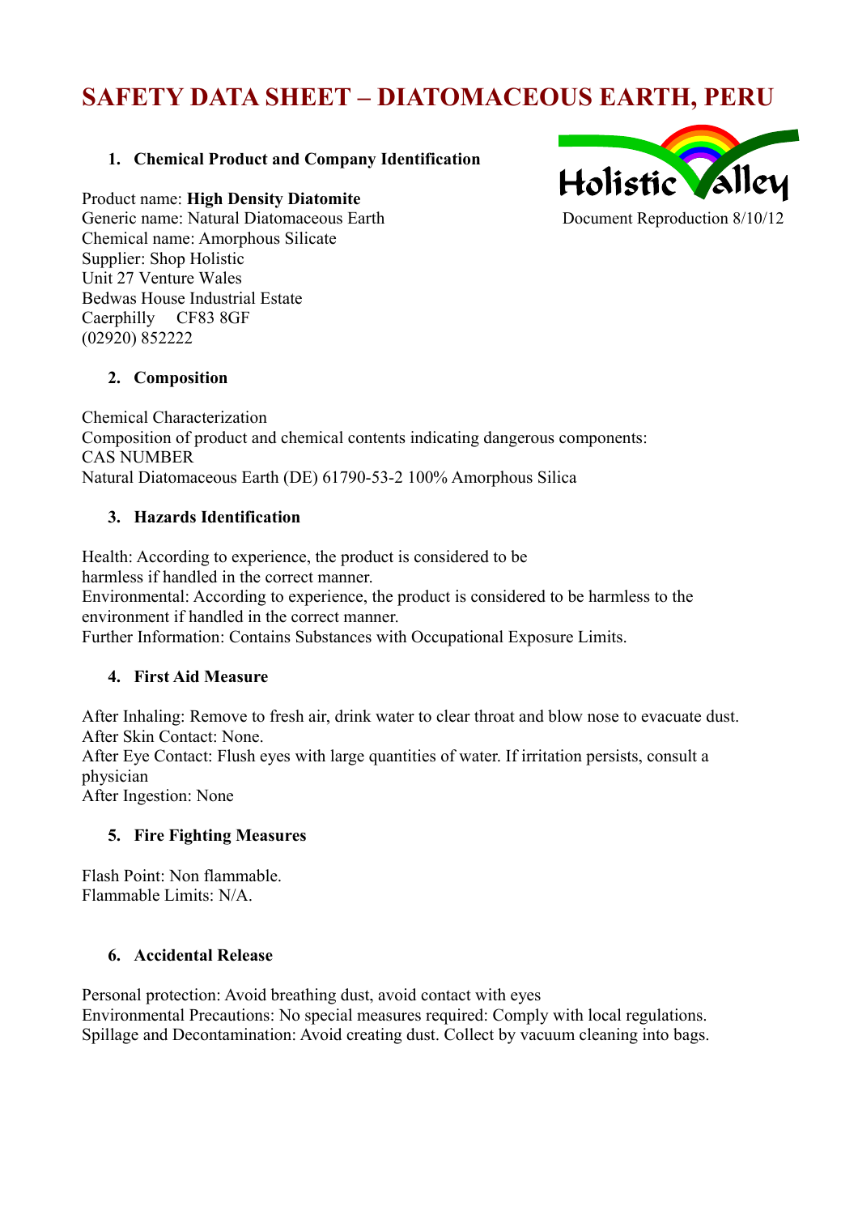# SAFETY DATA SHEET – DIATOMACEOUS EARTH, PERU

Document Reproduction 8/10/12

## 1. Chemical Product and Company Identification

Product name: **High Density Diatomite**
Generic name: Natural Diatomaceous Earth
Chemical name: Amorphous Silicate
Supplier: Shop Holistic
Unit 27 Venture Wales
Bedwas House Industrial Estate
Caerphilly CF83 8GF
(02920) 852222

## 2. Composition

Chemical Characterization
Composition of product and chemical contents indicating dangerous components:
CAS NUMBER
Natural Diatomaceous Earth (DE) 61790-53-2 100% Amorphous Silica

## 3. Hazards Identification

Health: According to experience, the product is considered to be harmless if handled in the correct manner.
Environmental: According to experience, the product is considered to be harmless to the environment if handled in the correct manner.
Further Information: Contains Substances with Occupational Exposure Limits.

## 4. First Aid Measure

After Inhaling: Remove to fresh air, drink water to clear throat and blow nose to evacuate dust.
After Skin Contact: None.
After Eye Contact: Flush eyes with large quantities of water. If irritation persists, consult a physician
After Ingestion: None

## 5. Fire Fighting Measures

Flash Point: Non flammable.
Flammable Limits: N/A.

## 6. Accidental Release

Personal protection: Avoid breathing dust, avoid contact with eyes
Environmental Precautions: No special measures required: Comply with local regulations.
Spillage and Decontamination: Avoid creating dust. Collect by vacuum cleaning into bags.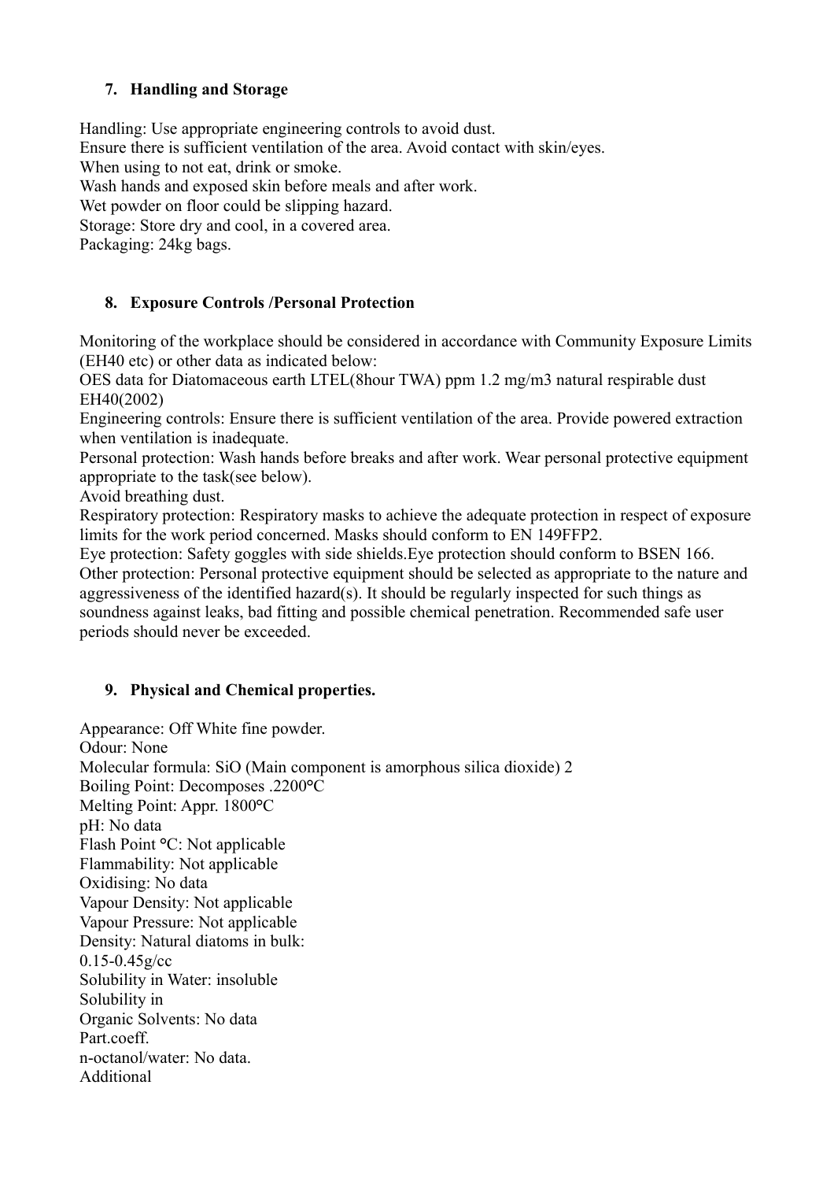## 7. Handling and Storage

Handling: Use appropriate engineering controls to avoid dust.
Ensure there is sufficient ventilation of the area. Avoid contact with skin/eyes.
When using to not eat, drink or smoke.
Wash hands and exposed skin before meals and after work.
Wet powder on floor could be slipping hazard.
Storage: Store dry and cool, in a covered area.
Packaging: 24kg bags.

## 8. Exposure Controls /Personal Protection

Monitoring of the workplace should be considered in accordance with Community Exposure Limits (EH40 etc) or other data as indicated below:
OES data for Diatomaceous earth LTEL(8hour TWA) ppm 1.2 mg/m3 natural respirable dust EH40(2002)
Engineering controls: Ensure there is sufficient ventilation of the area. Provide powered extraction when ventilation is inadequate.
Personal protection: Wash hands before breaks and after work. Wear personal protective equipment appropriate to the task(see below).
Avoid breathing dust.
Respiratory protection: Respiratory masks to achieve the adequate protection in respect of exposure limits for the work period concerned. Masks should conform to EN 149FFP2.
Eye protection: Safety goggles with side shields.Eye protection should conform to BSEN 166.
Other protection: Personal protective equipment should be selected as appropriate to the nature and aggressiveness of the identified hazard(s). It should be regularly inspected for such things as soundness against leaks, bad fitting and possible chemical penetration. Recommended safe user periods should never be exceeded.

## 9. Physical and Chemical properties.

Appearance: Off White fine powder.
Odour: None
Molecular formula: SiO (Main component is amorphous silica dioxide) 2
Boiling Point: Decomposes .2200°C
Melting Point: Appr. 1800°C
pH: No data
Flash Point °C: Not applicable
Flammability: Not applicable
Oxidising: No data
Vapour Density: Not applicable
Vapour Pressure: Not applicable
Density: Natural diatoms in bulk:
0.15-0.45g/cc
Solubility in Water: insoluble
Solubility in
Organic Solvents: No data
Part.coeff.
n-octanol/water: No data.
Additional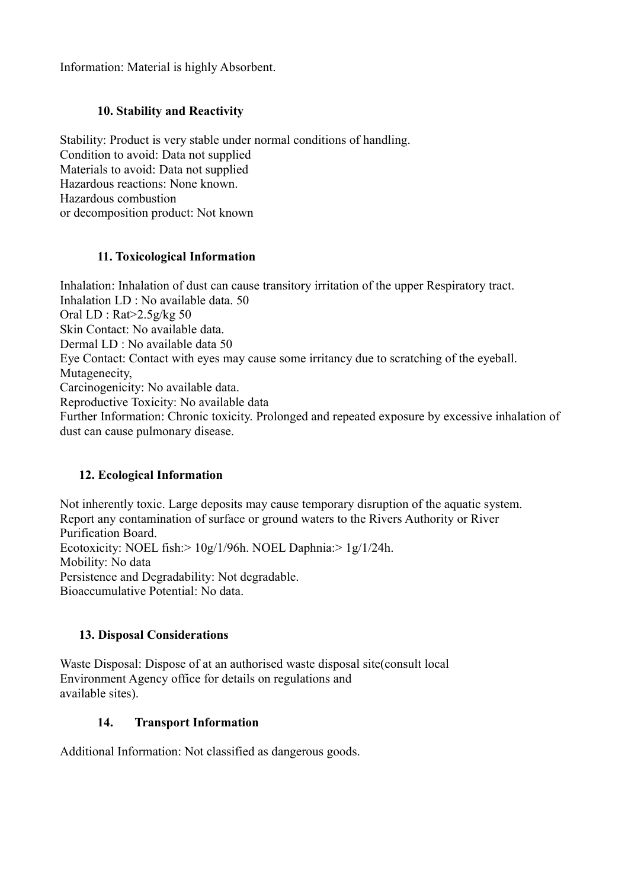Information: Material is highly Absorbent.

### 10. Stability and Reactivity

Stability: Product is very stable under normal conditions of handling.
Condition to avoid: Data not supplied
Materials to avoid: Data not supplied
Hazardous reactions: None known.
Hazardous combustion
or decomposition product: Not known

### 11. Toxicological Information

Inhalation: Inhalation of dust can cause transitory irritation of the upper Respiratory tract.
Inhalation $LD_{50}$ : No available data.
Oral $LD_{50}$ : Rat>2.5g/kg
Skin Contact: No available data.
Dermal $LD_{50}$ : No available data
Eye Contact: Contact with eyes may cause some irritancy due to scratching of the eyeball.
Mutagenecity,
Carcinogenicity: No available data.
Reproductive Toxicity: No available data
Further Information: Chronic toxicity. Prolonged and repeated exposure by excessive inhalation of dust can cause pulmonary disease.

### 12. Ecological Information

Not inherently toxic. Large deposits may cause temporary disruption of the aquatic system. Report any contamination of surface or ground waters to the Rivers Authority or River Purification Board.
Ecotoxicity: NOEL fish:> 10g/1/96h. NOEL Daphnia:> 1g/1/24h.
Mobility: No data
Persistence and Degradability: Not degradable.
Bioaccumulative Potential: No data.

### 13. Disposal Considerations

Waste Disposal: Dispose of at an authorised waste disposal site(consult local Environment Agency office for details on regulations and available sites).

### 14. Transport Information

Additional Information: Not classified as dangerous goods.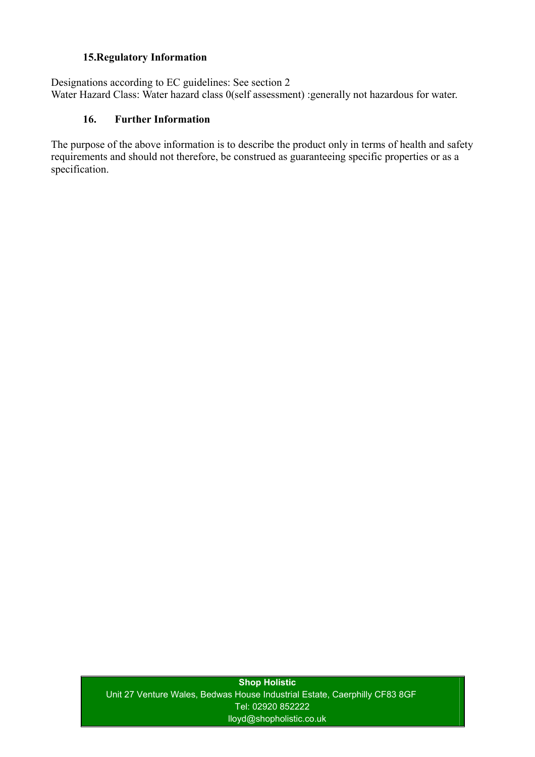### 15.Regulatory Information

Designations according to EC guidelines: See section 2
Water Hazard Class: Water hazard class 0(self assessment) :generally not hazardous for water.

### 16. Further Information

The purpose of the above information is to describe the product only in terms of health and safety requirements and should not therefore, be construed as guaranteeing specific properties or as a specification.